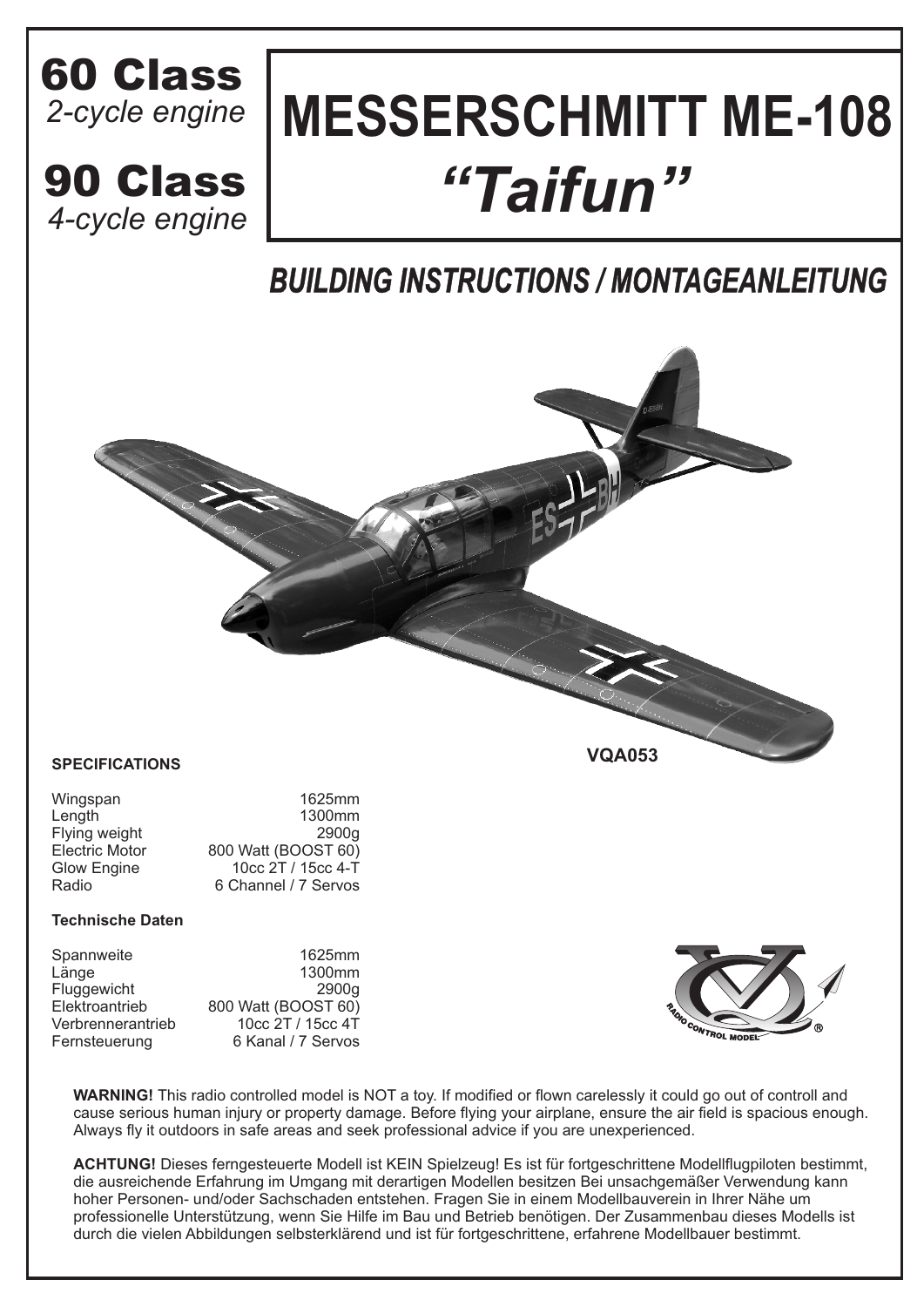# 60 Class
*2-cycle engine*

# 90 Class
*4-cycle engine*

# MESSERSCHMITT ME-108 *"Taifun"*

## *BUILDING INSTRUCTIONS / MONTAGEANLEITUNG*

**VQA053**

**SPECIFICATIONS**

| | |
|---|---|
| Wingspan | 1625mm |
| Length | 1300mm |
| Flying weight | 2900g |
| Electric Motor | 800 Watt (BOOST 60) |
| Glow Engine | 10cc 2T / 15cc 4-T |
| Radio | 6 Channel / 7 Servos |

**Technische Daten**

| | |
|---|---|
| Spannweite | 1625mm |
| Länge | 1300mm |
| Fluggewicht | 2900g |
| Elektroantrieb | 800 Watt (BOOST 60) |
| Verbrennerantrieb | 10cc 2T / 15cc 4T |
| Fernsteuerung | 6 Kanal / 7 Servos |

**WARNING!** This radio controlled model is NOT a toy. If modified or flown carelessly it could go out of controll and cause serious human injury or property damage. Before flying your airplane, ensure the air field is spacious enough. Always fly it outdoors in safe areas and seek professional advice if you are unexperienced.

**ACHTUNG!** Dieses ferngesteuerte Modell ist KEIN Spielzeug! Es ist für fortgeschrittene Modellflugpiloten bestimmt, die ausreichende Erfahrung im Umgang mit derartigen Modellen besitzen Bei unsachgemäßer Verwendung kann hoher Personen- und/oder Sachschaden entstehen. Fragen Sie in einem Modellbauverein in Ihrer Nähe um professionelle Unterstützung, wenn Sie Hilfe im Bau und Betrieb benötigen. Der Zusammenbau dieses Modells ist durch die vielen Abbildungen selbsterklärend und ist für fortgeschrittene, erfahrene Modellbauer bestimmt.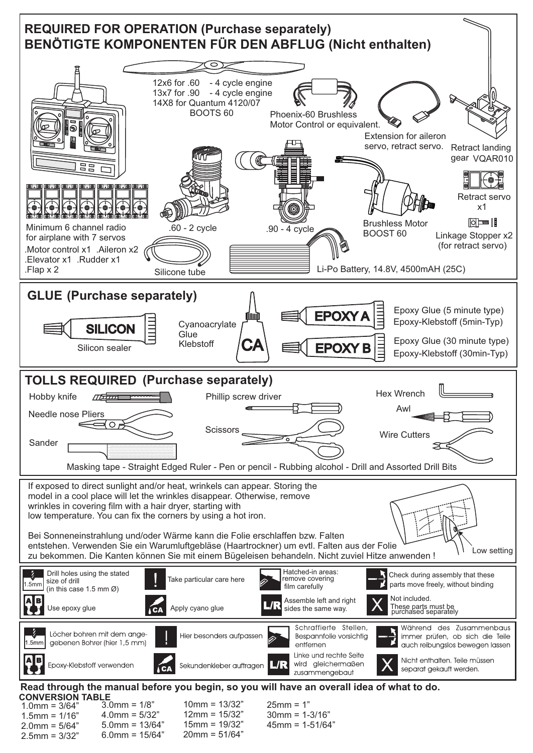## REQUIRED FOR OPERATION (Purchase separately)
## BENÖTIGTE KOMPONENTEN FÜR DEN ABFLUG (Nicht enthalten)

12x6 for .60 - 4 cycle engine
13x7 for .90 - 4 cycle engine
14X8 for Quantum 4120/07
BOOTS 60

Phoenix-60 Brushless Motor Control or equivalent.

Extension for aileron servo, retract servo.

Retract landing gear VQAR010

Retract servo x1

Linkage Stopper x2 (for retract servo)

Brushless Motor BOOST 60

Minimum 6 channel radio for airplane with 7 servos
.Motor control x1 .Aileron x2
.Elevator x1 .Rudder x1
.Flap x 2

.60 - 2 cycle

.90 - 4 cycle

Silicone tube

Li-Po Battery, 14.8V, 4500mAH (25C)

## GLUE (Purchase separately)

SILICON — Silicon sealer

Cyanoacrylate Glue Klebstoff — CA

EPOXY A — Epoxy Glue (5 minute type) / Epoxy-Klebstoff (5min-Typ)

EPOXY B — Epoxy Glue (30 minute type) / Epoxy-Klebstoff (30min-Typ)

## TOLLS REQUIRED (Purchase separately)

Hobby knife
Phillip screw driver
Hex Wrench
Awl
Needle nose Pliers
Scissors
Wire Cutters
Sander

Masking tape - Straight Edged Ruler - Pen or pencil - Rubbing alcohol - Drill and Assorted Drill Bits

If exposed to direct sunlight and/or heat, wrinkels can appear. Storing the model in a cool place will let the wrinkles disappear. Otherwise, remove wrinkles in covering film with a hair dryer, starting with low temperature. You can fix the corners by using a hot iron.

Bei Sonneneinstrahlung und/oder Wärme kann die Folie erschlaffen bzw. Falten entstehen. Verwenden Sie ein Warumluftgebläse (Haartrockner) um evtl. Falten aus der Folie zu bekommen. Die Kanten können Sie mit einem Bügeleisen behandeln. Nicht zuviel Hitze anwenden !

Low setting

1.5mm — Drill holes using the stated size of drill (in this case 1.5 mm Ø)

! — Take particular care here

Hatched-in areas: remove covering film carefully

Check during assembly that these parts move freely, without binding

A B — Use epoxy glue

CA — Apply cyano glue

L/R — Assemble left and right sides the same way.

X — Not included. These parts must be purchased separately

1.5mm — Löcher bohren mit dem angegebenen Bohrer (hier 1,5 mm)

! — Hier besonders aufpassen

Schraffierte Stellen, Bespannfolie vorsichtig entfernen

Während des Zusammenbaus immer prüfen, ob sich die Teile auch reibungslos bewegen lassen

A B — Epoxy-Klebstoff verwenden

CA — Sekundenkleber auftragen

L/R — Linke und rechte Seite wird gleichermaßen zusammengebaut

X — Nicht enthalten. Teile müssen separat gekauft werden.

**Read through the manual before you begin, so you will have an overall idea of what to do.**

**CONVERSION TABLE**

| | | | |
|---|---|---|---|
| 1.0mm = 3/64” | 3.0mm = 1/8” | 10mm = 13/32” | 25mm = 1” |
| 1.5mm = 1/16” | 4.0mm = 5/32” | 12mm = 15/32” | 30mm = 1-3/16” |
| 2.0mm = 5/64” | 5.0mm = 13/64” | 15mm = 19/32” | 45mm = 1-51/64” |
| 2.5mm = 3/32” | 6.0mm = 15/64” | 20mm = 51/64” | |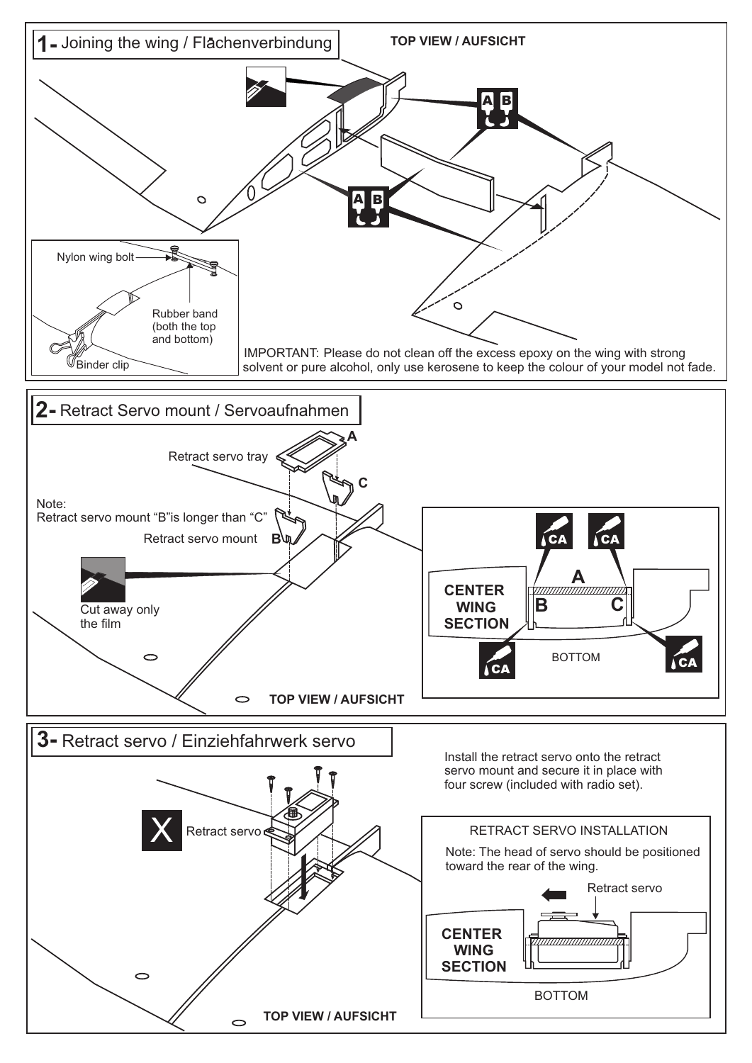## 1- Joining the wing / Flächenverbindung

TOP VIEW / AUFSICHT

A B

A B

Nylon wing bolt

Rubber band (both the top and bottom)

Binder clip

IMPORTANT: Please do not clean off the excess epoxy on the wing with strong solvent or pure alcohol, only use kerosene to keep the colour of your model not fade.

## 2- Retract Servo mount / Servoaufnahmen

Retract servo tray A

C

Note:
Retract servo mount "B"is longer than "C"

Retract servo mount B

Cut away only the film

TOP VIEW / AUFSICHT

CA CA

A

CENTER WING SECTION

B C

CA CA

BOTTOM

## 3- Retract servo / Einziehfahrwerk servo

X Retract servo

Install the retract servo onto the retract servo mount and secure it in place with four screw (included with radio set).

RETRACT SERVO INSTALLATION

Note: The head of servo should be positioned toward the rear of the wing.

Retract servo

CENTER WING SECTION

BOTTOM

TOP VIEW / AUFSICHT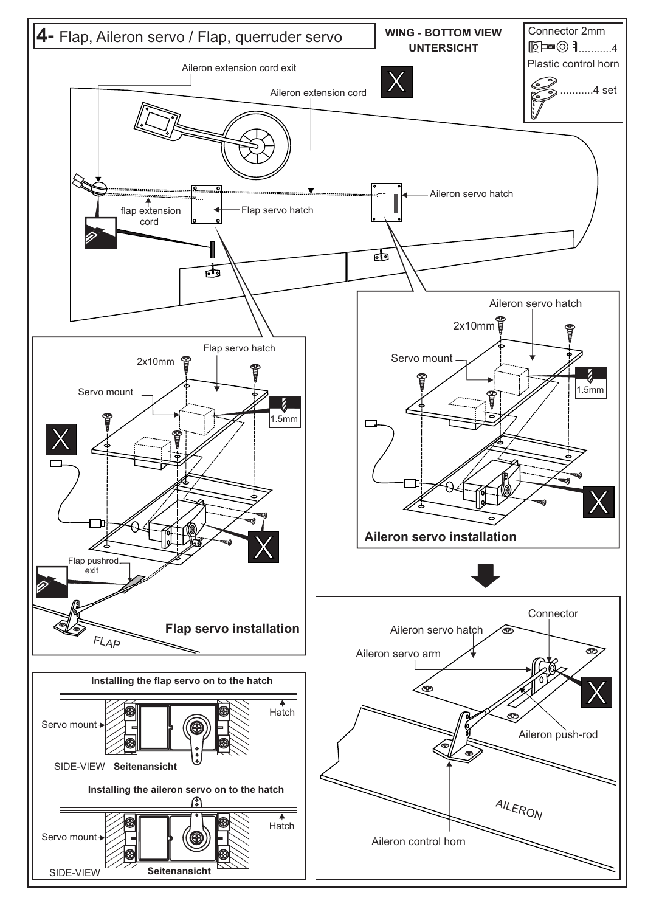# 4- Flap, Aileron servo / Flap, querruder servo

**WING - BOTTOM VIEW**
**UNTERSICHT**

Connector 2mm ...........4

Plastic control horn ...........4 set

Aileron extension cord exit

Aileron extension cord

flap extension cord

Flap servo hatch

Aileron servo hatch

Flap servo hatch

2x10mm

Servo mount

1.5mm

Flap pushrod exit

FLAP

**Flap servo installation**

Aileron servo hatch

2x10mm

Servo mount

1.5mm

**Aileron servo installation**

Connector

Aileron servo hatch

Aileron servo arm

Aileron push-rod

AILERON

Aileron control horn

**Installing the flap servo on to the hatch**

Servo mount

Hatch

SIDE-VIEW **Seitenansicht**

**Installing the aileron servo on to the hatch**

Servo mount

Hatch

SIDE-VIEW **Seitenansicht**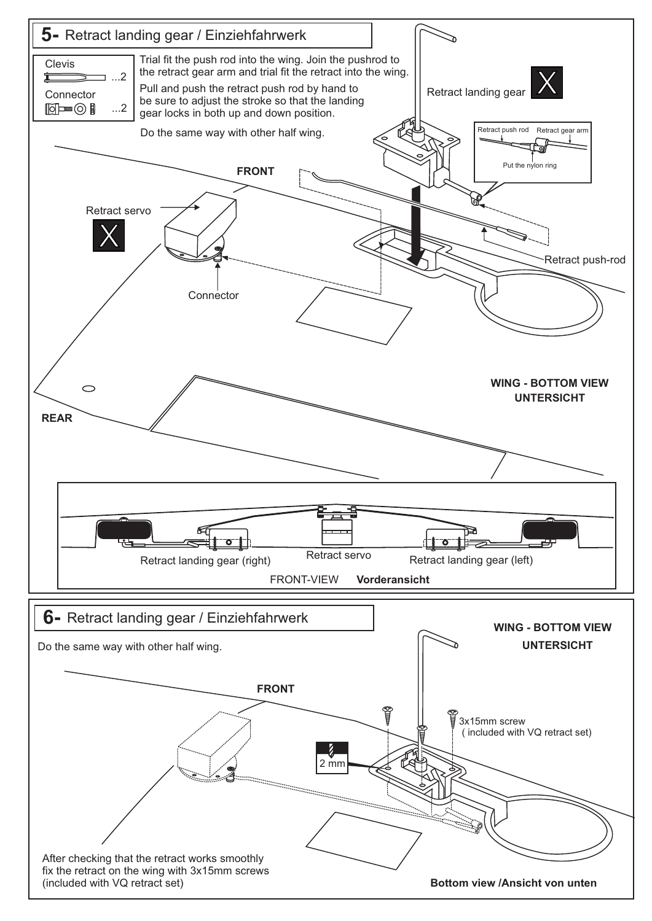## 5- Retract landing gear / Einziehfahrwerk

Clevis ...2

Connector ...2

Trial fit the push rod into the wing. Join the pushrod to the retract gear arm and trial fit the retract into the wing.

Pull and push the retract push rod by hand to be sure to adjust the stroke so that the landing gear locks in both up and down position.

Do the same way with other half wing.

Retract landing gear

Retract push rod / Retract gear arm / Put the nylon ring

FRONT

Retract servo

Retract push-rod

Connector

WING - BOTTOM VIEW
UNTERSICHT

REAR

Retract landing gear (right) / Retract servo / Retract landing gear (left)

FRONT-VIEW **Vorderansicht**

## 6- Retract landing gear / Einziehfahrwerk

Do the same way with other half wing.

WING - BOTTOM VIEW
UNTERSICHT

FRONT

3x15mm screw (included with VQ retract set)

2 mm

After checking that the retract works smoothly fix the retract on the wing with 3x15mm screws (included with VQ retract set)

**Bottom view /Ansicht von unten**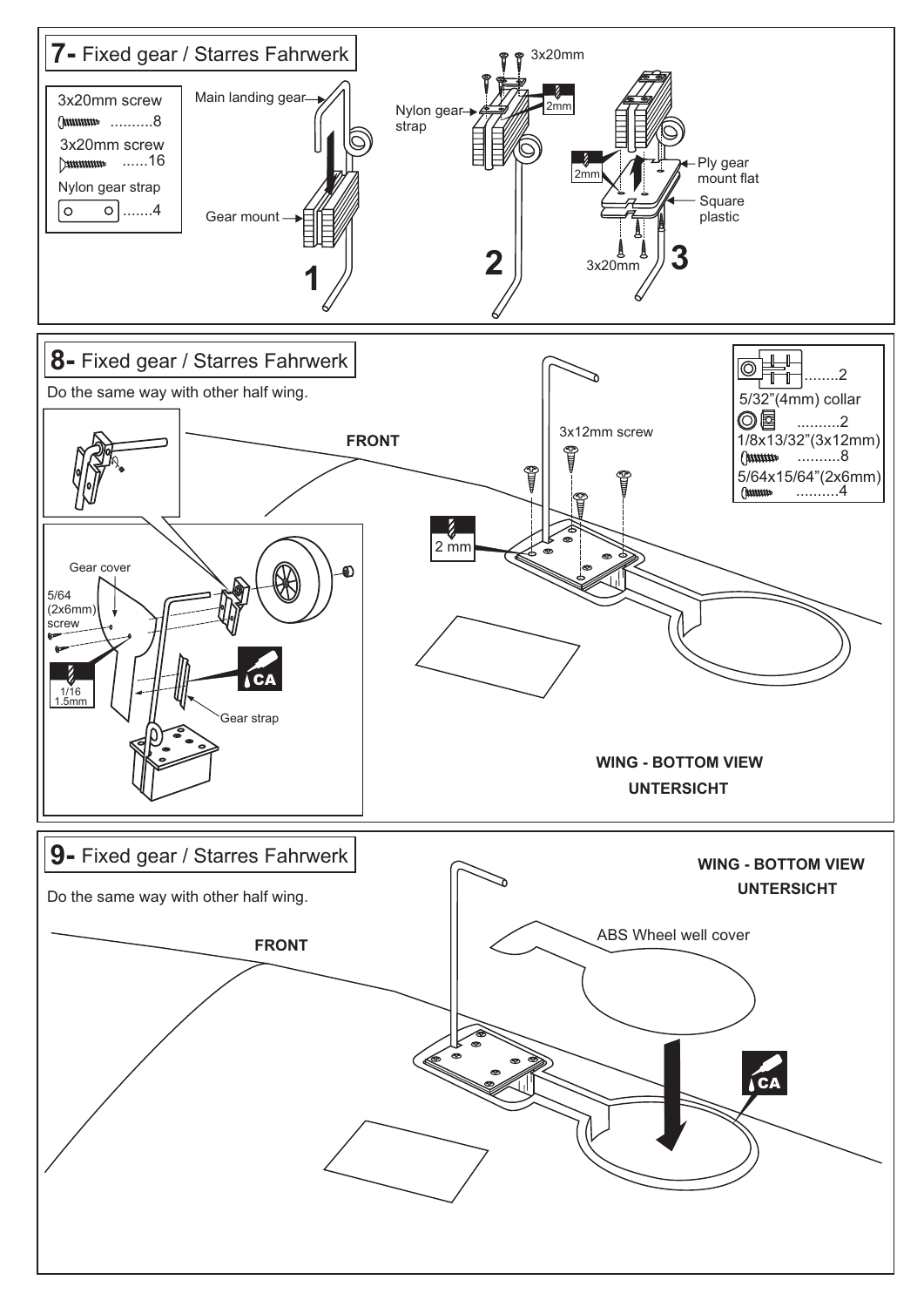## 7- Fixed gear / Starres Fahrwerk

3x20mm screw ..........8

3x20mm screw ......16

Nylon gear strap .......4

Main landing gear

Gear mount

1

Nylon gear strap

3x20mm

2mm

2

2mm

Ply gear mount flat

Square plastic

3x20mm

3

## 8- Fixed gear / Starres Fahrwerk

Do the same way with other half wing.

........2

5/32"(4mm) collar ..........2

1/8x13/32"(3x12mm) ..........8

5/64x15/64"(2x6mm) ..........4

FRONT

3x12mm screw

2 mm

Gear cover

5/64 (2x6mm) screw

1/16 1.5mm

CA

Gear strap

WING - BOTTOM VIEW

UNTERSICHT

## 9- Fixed gear / Starres Fahrwerk

Do the same way with other half wing.

WING - BOTTOM VIEW

UNTERSICHT

FRONT

ABS Wheel well cover

CA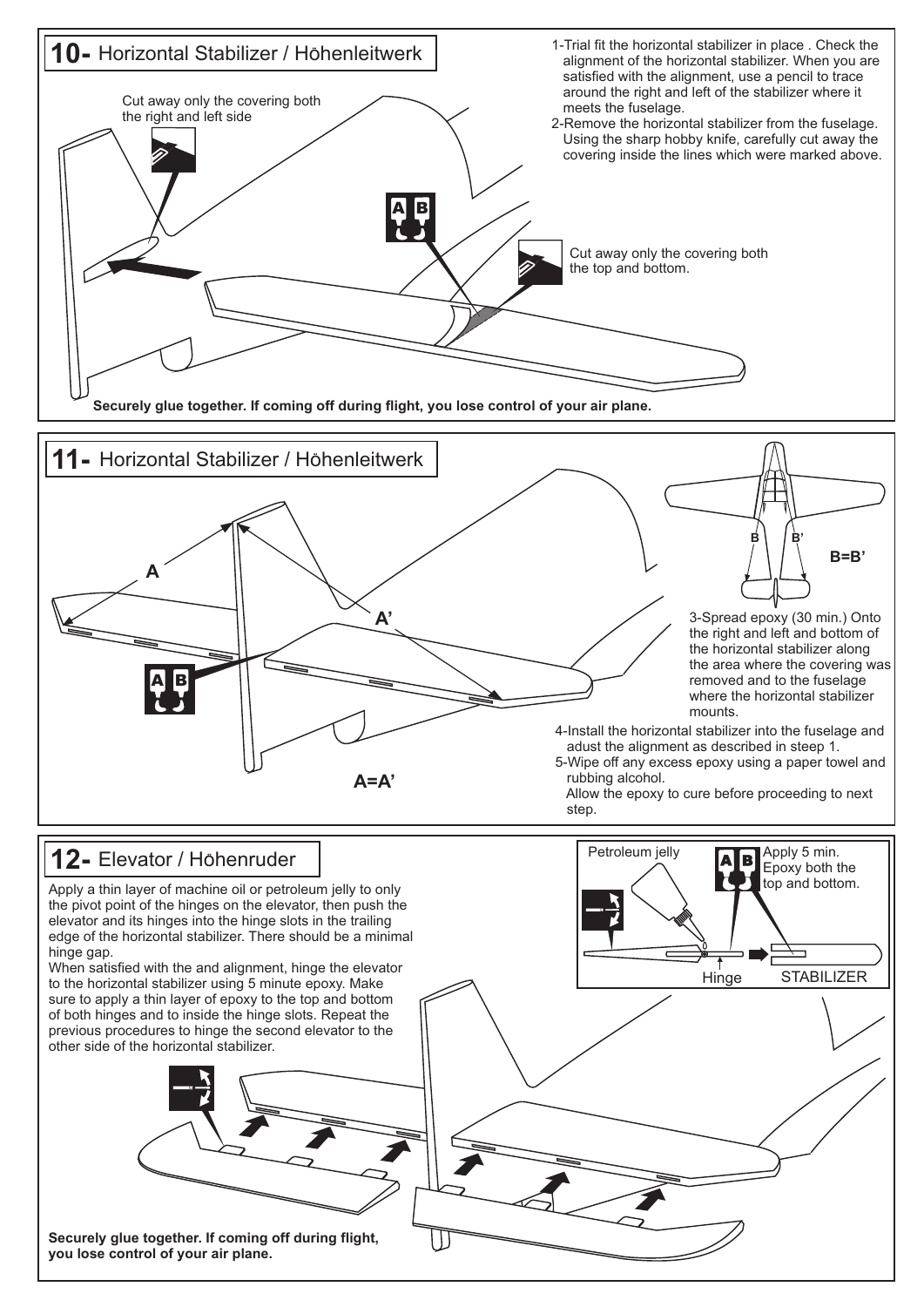## 10- Horizontal Stabilizer / Höhenleitwerk

1-Trial fit the horizontal stabilizer in place . Check the alignment of the horizontal stabilizer. When you are satisfied with the alignment, use a pencil to trace around the right and left of the stabilizer where it meets the fuselage.

2-Remove the horizontal stabilizer from the fuselage. Using the sharp hobby knife, carefully cut away the covering inside the lines which were marked above.

Cut away only the covering both the right and left side

Cut away only the covering both the top and bottom.

**Securely glue together. If coming off during flight, you lose control of your air plane.**

## 11- Horizontal Stabilizer / Höhenleitwerk

A

A'

A=A'

B B'

B=B'

3-Spread epoxy (30 min.) Onto the right and left and bottom of the horizontal stabilizer along the area where the covering was removed and to the fuselage where the horizontal stabilizer mounts.

4-Install the horizontal stabilizer into the fuselage and adust the alignment as described in steep 1.

5-Wipe off any excess epoxy using a paper towel and rubbing alcohol.
Allow the epoxy to cure before proceeding to next step.

## 12- Elevator / Höhenruder

Apply a thin layer of machine oil or petroleum jelly to only the pivot point of the hinges on the elevator, then push the elevator and its hinges into the hinge slots in the trailing edge of the horizontal stabilizer. There should be a minimal hinge gap.

When satisfied with the and alignment, hinge the elevator to the horizontal stabilizer using 5 minute epoxy. Make sure to apply a thin layer of epoxy to the top and bottom of both hinges and to inside the hinge slots. Repeat the previous procedures to hinge the second elevator to the other side of the horizontal stabilizer.

Petroleum jelly

Apply 5 min. Epoxy both the top and bottom.

Hinge

STABILIZER

**Securely glue together. If coming off during flight, you lose control of your air plane.**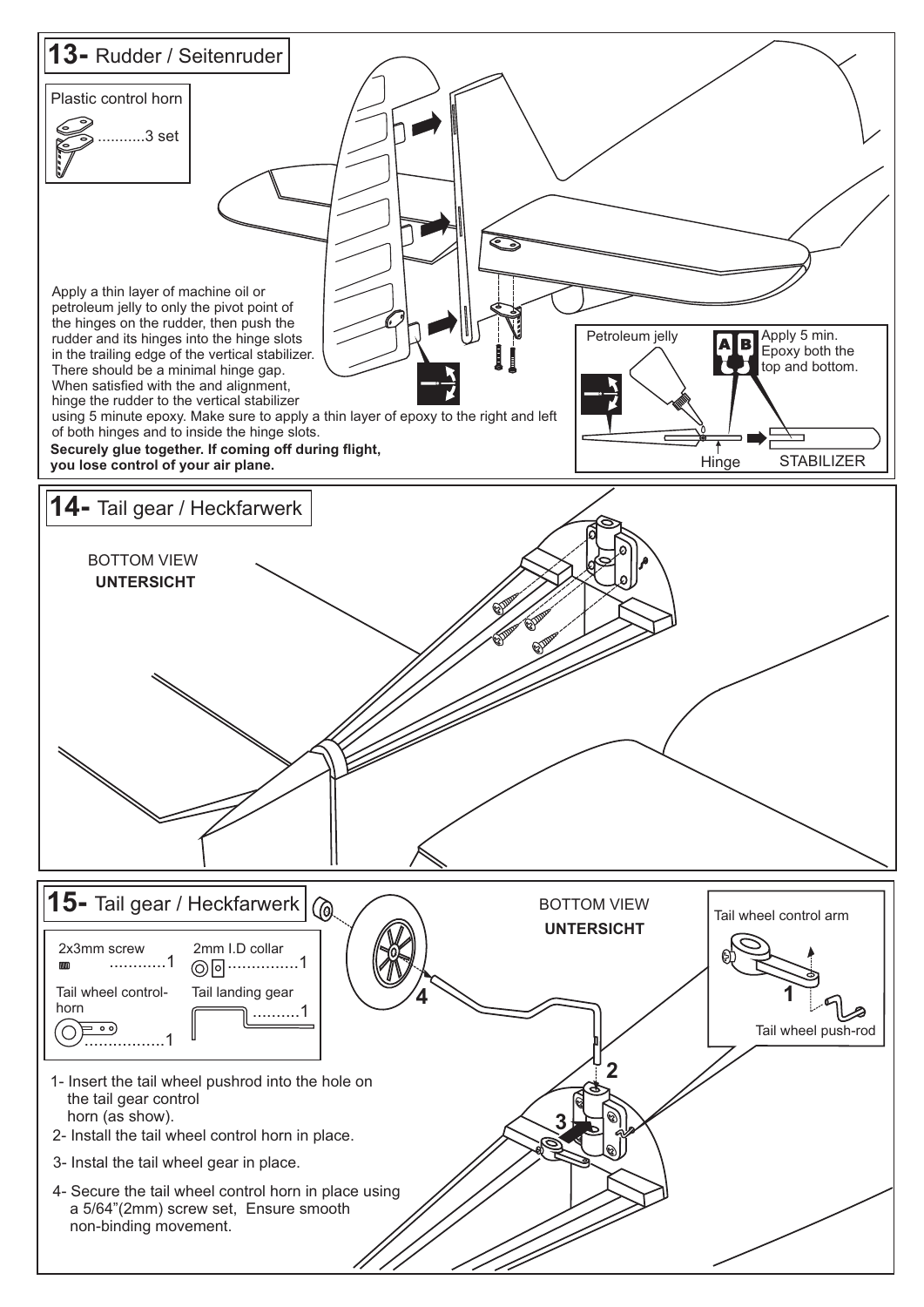## 13- Rudder / Seitenruder

Plastic control horn ...........3 set

Apply a thin layer of machine oil or petroleum jelly to only the pivot point of the hinges on the rudder, then push the rudder and its hinges into the hinge slots in the trailing edge of the vertical stabilizer. There should be a minimal hinge gap. When satisfied with the and alignment, hinge the rudder to the vertical stabilizer using 5 minute epoxy. Make sure to apply a thin layer of epoxy to the right and left of both hinges and to inside the hinge slots.

**Securely glue together. If coming off during flight, you lose control of your air plane.**

Petroleum jelly

Apply 5 min. Epoxy both the top and bottom.

Hinge

STABILIZER

## 14- Tail gear / Heckfarwerk

BOTTOM VIEW

**UNTERSICHT**

## 15- Tail gear / Heckfarwerk

2x3mm screw ............1

2mm I.D collar ...............1

Tail wheel control-horn .................1

Tail landing gear ..........1

BOTTOM VIEW

**UNTERSICHT**

Tail wheel control arm

Tail wheel push-rod

1- Insert the tail wheel pushrod into the hole on the tail gear control horn (as show).

2- Install the tail wheel control horn in place.

3- Instal the tail wheel gear in place.

4- Secure the tail wheel control horn in place using a 5/64"(2mm) screw set, Ensure smooth non-binding movement.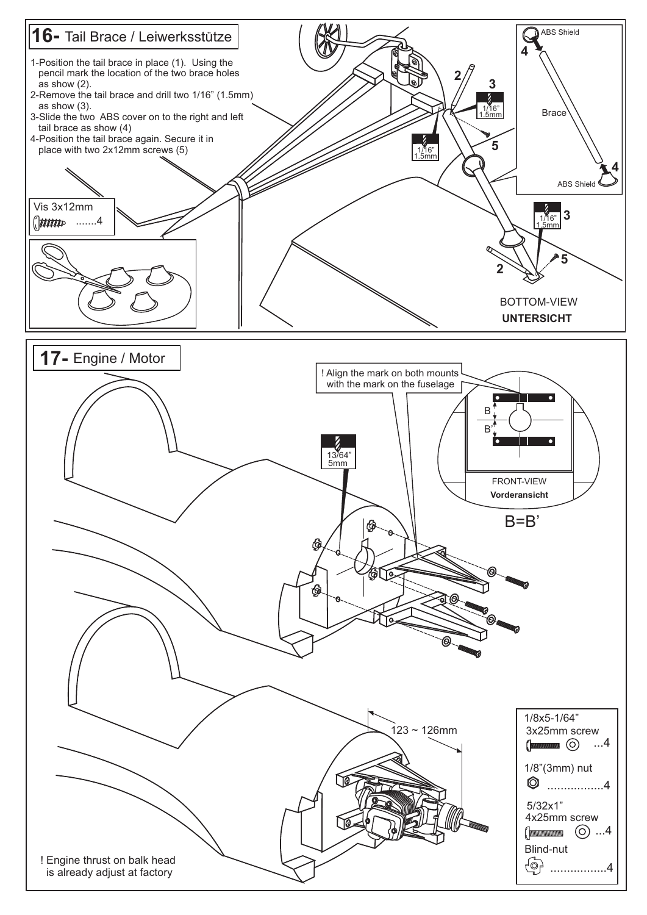## 16- Tail Brace / Leiwerksstütze

1-Position the tail brace in place (1). Using the pencil mark the location of the two brace holes as show (2).
2-Remove the tail brace and drill two 1/16" (1.5mm) as show (3).
3-Slide the two ABS cover on to the right and left tail brace as show (4)
4-Position the tail brace again. Secure it in place with two 2x12mm screws (5)

Vis 3x12mm .......4

1/16" 1.5mm

ABS Shield

Brace

BOTTOM-VIEW
**UNTERSICHT**

## 17- Engine / Motor

! Align the mark on both mounts with the mark on the fuselage

13/64" 5mm

B
B'

FRONT-VIEW
**Vorderansicht**

B=B'

123 ~ 126mm

1/8x5-1/64"
3x25mm screw ...4

1/8"(3mm) nut .................4

5/32x1"
4x25mm screw ...4

Blind-nut .................4

! Engine thrust on balk head is already adjust at factory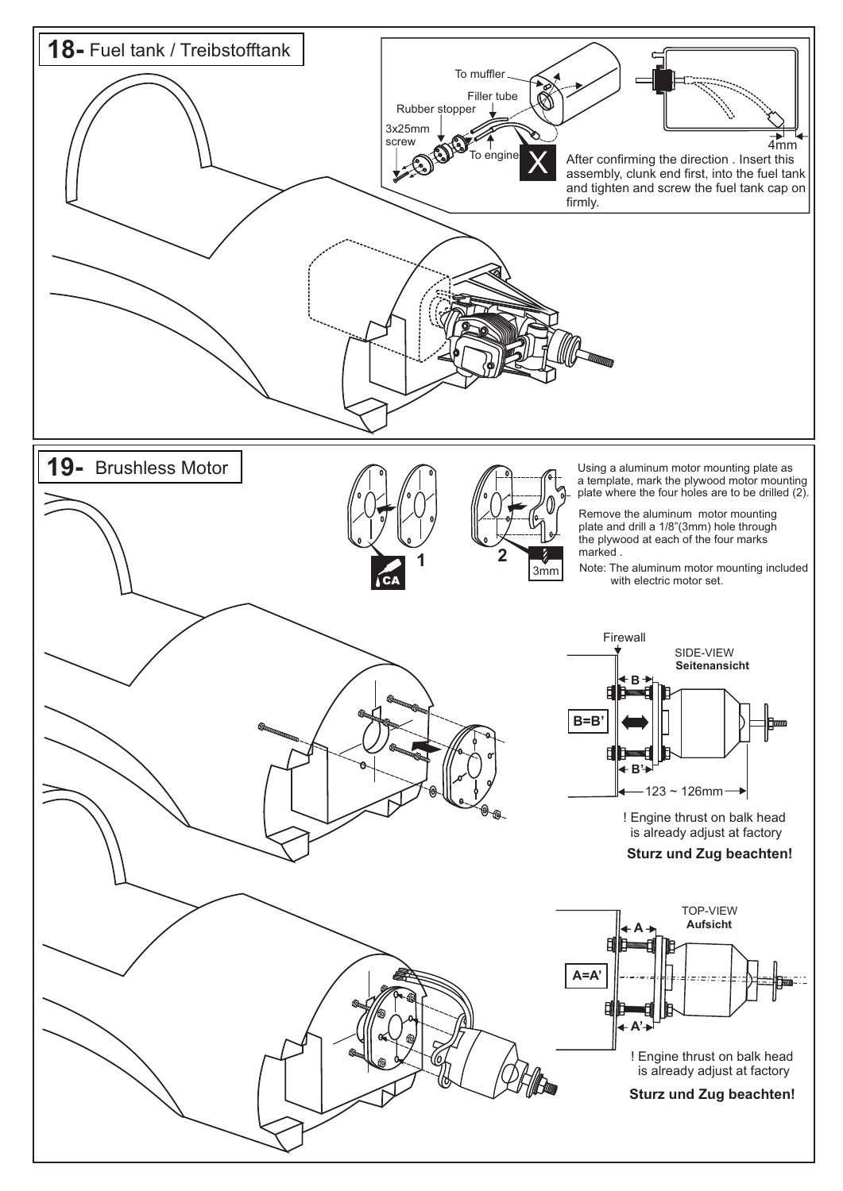## 18- Fuel tank / Treibstofftank

To muffler

Filler tube

Rubber stopper

3x25mm screw

To engine

4mm

After confirming the direction . Insert this assembly, clunk end first, into the fuel tank and tighten and screw the fuel tank cap on firmly.

## 19- Brushless Motor

1 CA

2 3mm

Using a aluminum motor mounting plate as a template, mark the plywood motor mounting plate where the four holes are to be drilled (2).

Remove the aluminum motor mounting plate and drill a 1/8"(3mm) hole through the plywood at each of the four marks marked .

Note: The aluminum motor mounting included with electric motor set.

Firewall

SIDE-VIEW
**Seitenansicht**

B

B=B'

B'

123 ~ 126mm

! Engine thrust on balk head is already adjust at factory

**Sturz und Zug beachten!**

TOP-VIEW
**Aufsicht**

A

A=A'

A'

! Engine thrust on balk head is already adjust at factory

**Sturz und Zug beachten!**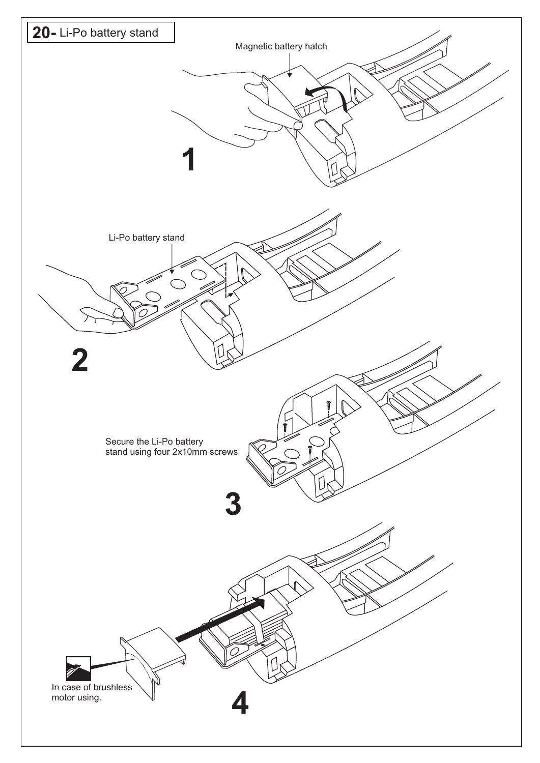## 20- Li-Po battery stand

Magnetic battery hatch

1

Li-Po battery stand

2

Secure the Li-Po battery stand using four 2x10mm screws

3

In case of brushless motor using.

4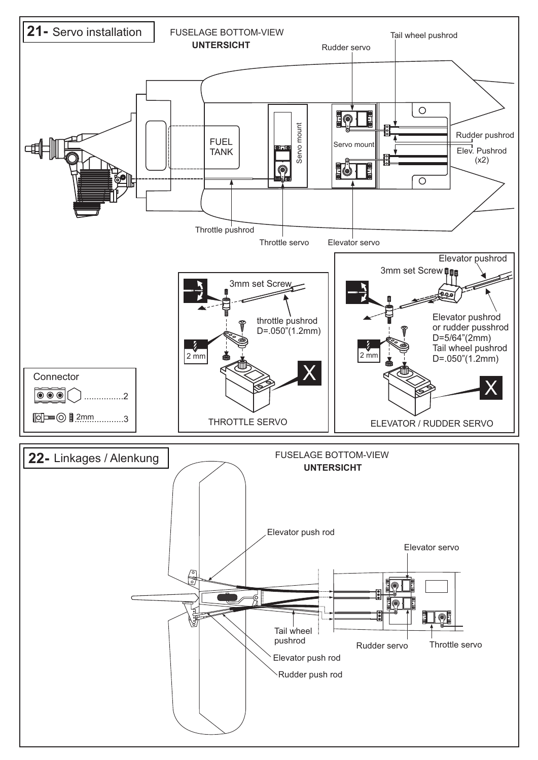## 21- Servo installation

FUSELAGE BOTTOM-VIEW
**UNTERSICHT**

Rudder servo
Tail wheel pushrod
FUEL TANK
Servo mount
Servo mount
Rudder pushrod
Elev. Pushrod (x2)
Throttle pushrod
Throttle servo
Elevator servo

3mm set Screw
throttle pushrod D=.050"(1.2mm)
2 mm
THROTTLE SERVO

Elevator pushrod
3mm set Screw
Elevator pushrod or rudder pusshrod D=5/64"(2mm)
Tail wheel pushrod D=.050"(1.2mm)
2 mm
ELEVATOR / RUDDER SERVO

Connector
................2
2mm..............3

## 22- Linkages / Alenkung

FUSELAGE BOTTOM-VIEW
**UNTERSICHT**

Elevator push rod
Elevator servo
Tail wheel pushrod
Rudder servo
Throttle servo
Elevator push rod
Rudder push rod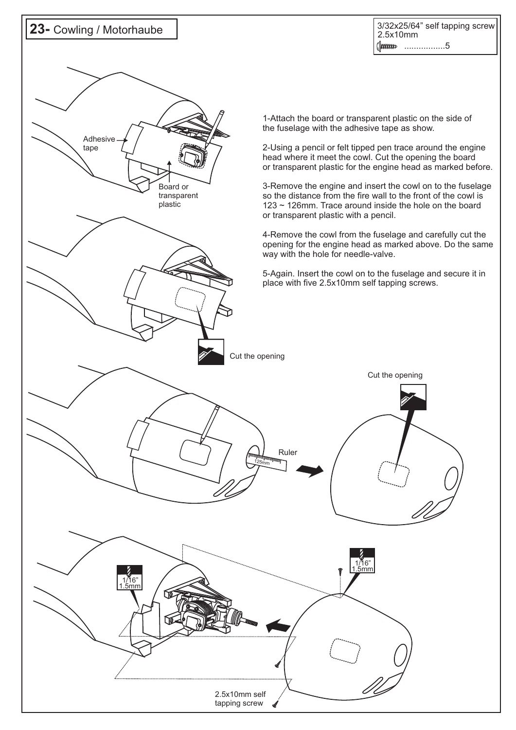# 23- Cowling / Motorhaube

3/32x25/64" self tapping screw
2.5x10mm
.................5

1-Attach the board or transparent plastic on the side of the fuselage with the adhesive tape as show.

2-Using a pencil or felt tipped pen trace around the engine head where it meet the cowl. Cut the opening the board or transparent plastic for the engine head as marked before.

3-Remove the engine and insert the cowl on to the fuselage so the distance from the fire wall to the front of the cowl is 123 ~ 126mm. Trace around inside the hole on the board or transparent plastic with a pencil.

4-Remove the cowl from the fuselage and carefully cut the opening for the engine head as marked above. Do the same way with the hole for needle-valve.

5-Again. Insert the cowl on to the fuselage and secure it in place with five 2.5x10mm self tapping screws.

Adhesive tape

Board or transparent plastic

Cut the opening

Ruler

125mm

Cut the opening

1/16"
1.5mm

1/16"
1.5mm

2.5x10mm self tapping screw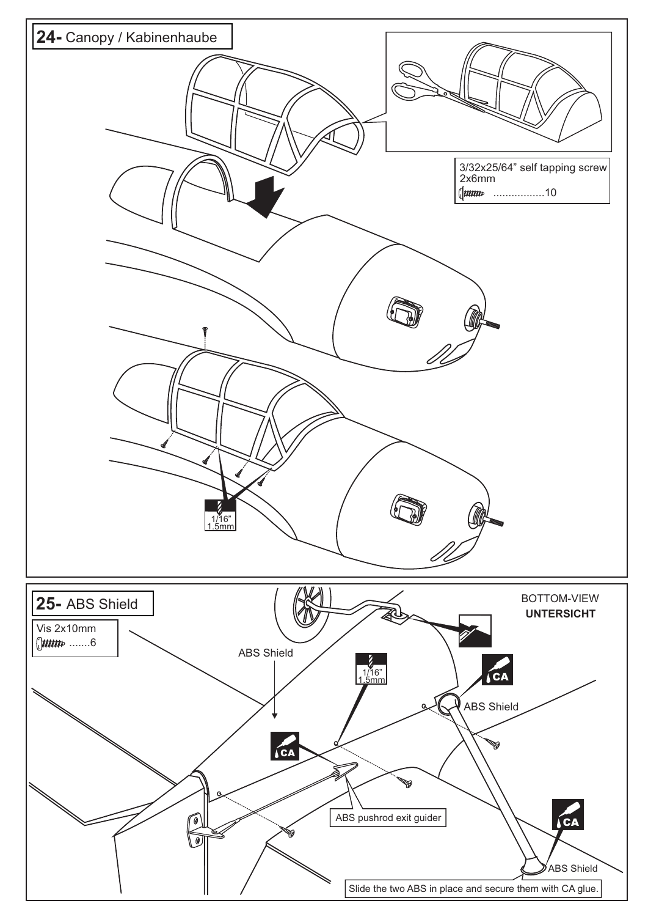## 24- Canopy / Kabinenhaube

3/32x25/64” self tapping screw 2x6mm ..................10

1/16” 1.5mm

## 25- ABS Shield

Vis 2x10mm .......6

BOTTOM-VIEW
**UNTERSICHT**

ABS Shield

1/16” 1.5mm

CA

ABS Shield

CA

ABS pushrod exit guider

CA

ABS Shield

Slide the two ABS in place and secure them with CA glue.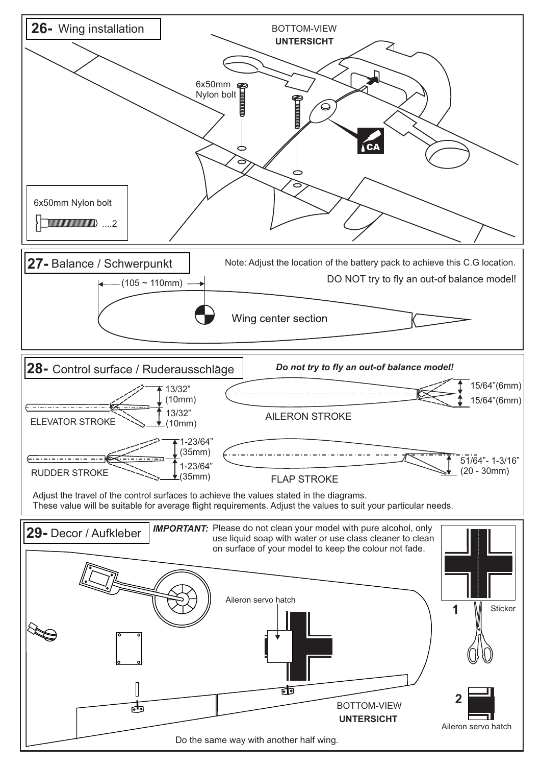## 26- Wing installation

BOTTOM-VIEW
**UNTERSICHT**

6x50mm
Nylon bolt

CA

6x50mm Nylon bolt ....2

## 27- Balance / Schwerpunkt

Note: Adjust the location of the battery pack to achieve this C.G location.

DO NOT try to fly an out-of balance model!

(105 ~ 110mm)

Wing center section

## 28- Control surface / Ruderausschläge

***Do not try to fly an out-of balance model!***

13/32” (10mm)
13/32” (10mm)
ELEVATOR STROKE

15/64”(6mm)
15/64”(6mm)
AILERON STROKE

1-23/64” (35mm)
1-23/64” (35mm)
RUDDER STROKE

51/64”- 1-3/16” (20 - 30mm)
FLAP STROKE

Adjust the travel of the control surfaces to achieve the values stated in the diagrams.
These value will be suitable for average flight requirements. Adjust the values to suit your particular needs.

## 29- Decor / Aufkleber

***IMPORTANT:*** Please do not clean your model with pure alcohol, only use liquid soap with water or use class cleaner to clean on surface of your model to keep the colour not fade.

Aileron servo hatch

1 Sticker

2 Aileron servo hatch

BOTTOM-VIEW
**UNTERSICHT**

Do the same way with another half wing.